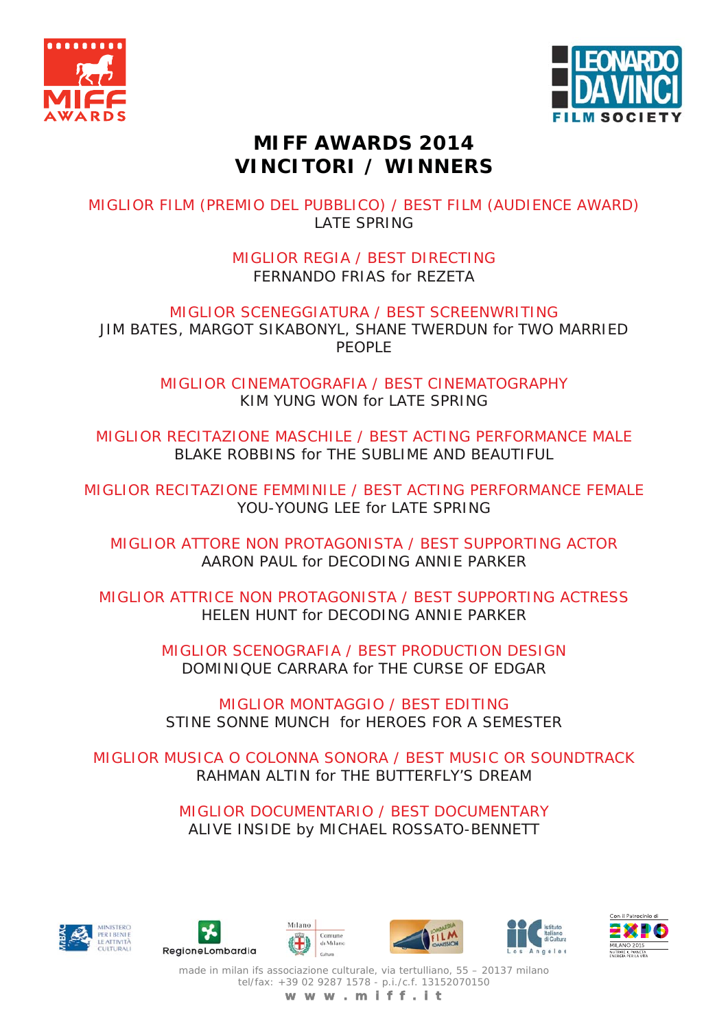# MIFF AWARDS 2014
# VINCITORI / WINNERS

MIGLIOR FILM (PREMIO DEL PUBBLICO) / BEST FILM (AUDIENCE AWARD)
LATE SPRING

MIGLIOR REGIA / BEST DIRECTING
FERNANDO FRIAS for REZETA

MIGLIOR SCENEGGIATURA / BEST SCREENWRITING
JIM BATES, MARGOT SIKABONYL, SHANE TWERDUN for TWO MARRIED PEOPLE

MIGLIOR CINEMATOGRAFIA / BEST CINEMATOGRAPHY
KIM YUNG WON for LATE SPRING

MIGLIOR RECITAZIONE MASCHILE / BEST ACTING PERFORMANCE MALE
BLAKE ROBBINS for THE SUBLIME AND BEAUTIFUL

MIGLIOR RECITAZIONE FEMMINILE / BEST ACTING PERFORMANCE FEMALE
YOU-YOUNG LEE for LATE SPRING

MIGLIOR ATTORE NON PROTAGONISTA / BEST SUPPORTING ACTOR
AARON PAUL for DECODING ANNIE PARKER

MIGLIOR ATTRICE NON PROTAGONISTA / BEST SUPPORTING ACTRESS
HELEN HUNT for DECODING ANNIE PARKER

MIGLIOR SCENOGRAFIA / BEST PRODUCTION DESIGN
DOMINIQUE CARRARA for THE CURSE OF EDGAR

MIGLIOR MONTAGGIO / BEST EDITING
STINE SONNE MUNCH for HEROES FOR A SEMESTER

MIGLIOR MUSICA O COLONNA SONORA / BEST MUSIC OR SOUNDTRACK
RAHMAN ALTIN for THE BUTTERFLY'S DREAM

MIGLIOR DOCUMENTARIO / BEST DOCUMENTARY
ALIVE INSIDE by MICHAEL ROSSATO-BENNETT

made in milan ifs associazione culturale, via tertulliano, 55 – 20137 milano
tel/fax: +39 02 9287 1578 - p.i./c.f. 13152070150
www.miff.it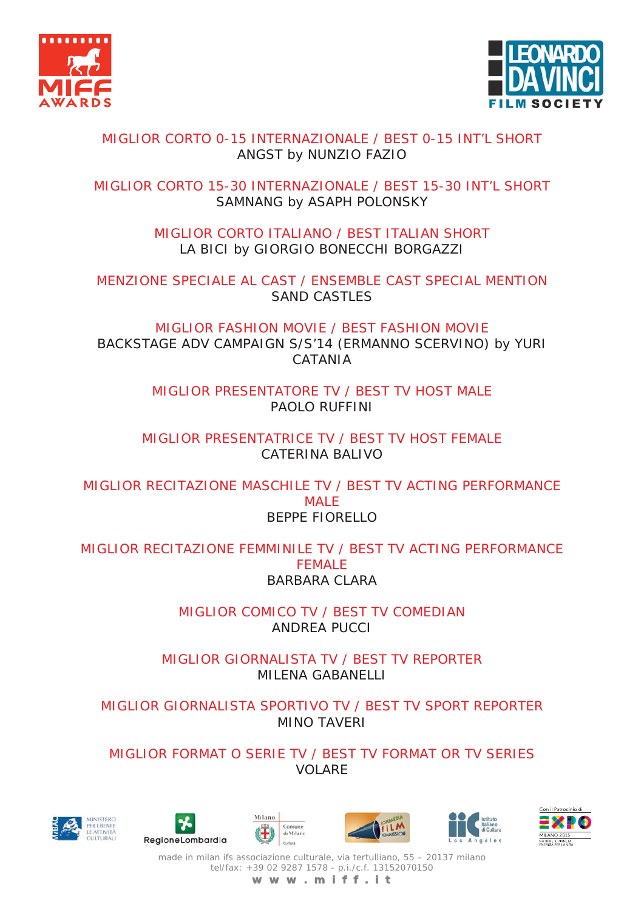MIGLIOR CORTO 0-15 INTERNAZIONALE / BEST 0-15 INT'L SHORT
ANGST by NUNZIO FAZIO

MIGLIOR CORTO 15-30 INTERNAZIONALE / BEST 15-30 INT'L SHORT
SAMNANG by ASAPH POLONSKY

MIGLIOR CORTO ITALIANO / BEST ITALIAN SHORT
LA BICI by GIORGIO BONECCHI BORGAZZI

MENZIONE SPECIALE AL CAST / ENSEMBLE CAST SPECIAL MENTION
SAND CASTLES

MIGLIOR FASHION MOVIE / BEST FASHION MOVIE
BACKSTAGE ADV CAMPAIGN S/S'14 (ERMANNO SCERVINO) by YURI CATANIA

MIGLIOR PRESENTATORE TV / BEST TV HOST MALE
PAOLO RUFFINI

MIGLIOR PRESENTATRICE TV / BEST TV HOST FEMALE
CATERINA BALIVO

MIGLIOR RECITAZIONE MASCHILE TV / BEST TV ACTING PERFORMANCE MALE
BEPPE FIORELLO

MIGLIOR RECITAZIONE FEMMINILE TV / BEST TV ACTING PERFORMANCE FEMALE
BARBARA CLARA

MIGLIOR COMICO TV / BEST TV COMEDIAN
ANDREA PUCCI

MIGLIOR GIORNALISTA TV / BEST TV REPORTER
MILENA GABANELLI

MIGLIOR GIORNALISTA SPORTIVO TV / BEST TV SPORT REPORTER
MINO TAVERI

MIGLIOR FORMAT O SERIE TV / BEST TV FORMAT OR TV SERIES
VOLARE

made in milan ifs associazione culturale, via tertulliano, 55 – 20137 milano
tel/fax: +39 02 9287 1578 - p.i./c.f. 13152070150
www.miff.it